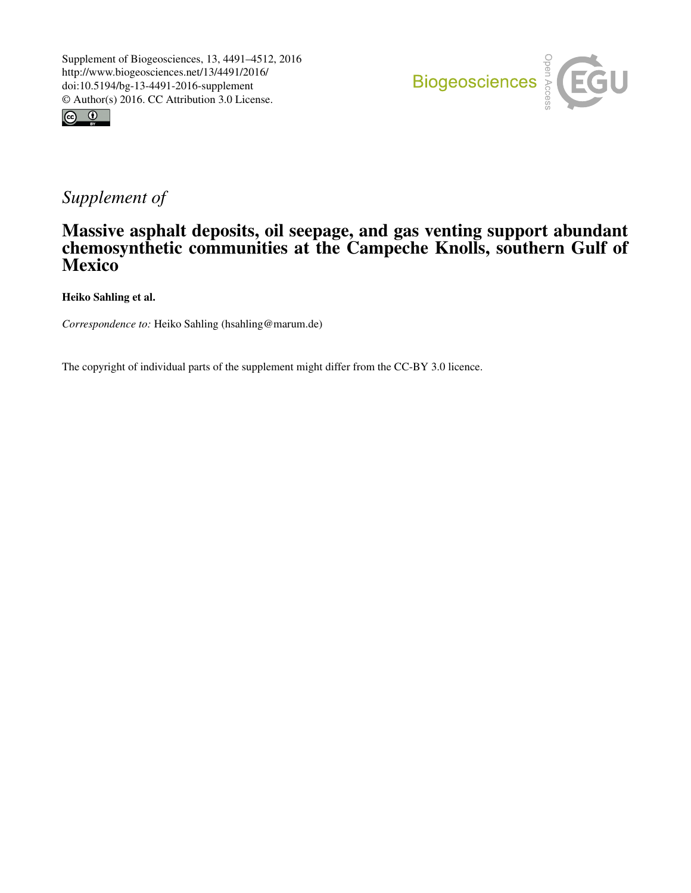Supplement of Biogeosciences, 13, 4491–4512, 2016
http://www.biogeosciences.net/13/4491/2016/
doi:10.5194/bg-13-4491-2016-supplement
© Author(s) 2016. CC Attribution 3.0 License.

*Supplement of*

# Massive asphalt deposits, oil seepage, and gas venting support abundant chemosynthetic communities at the Campeche Knolls, southern Gulf of Mexico

**Heiko Sahling et al.**

*Correspondence to:* Heiko Sahling (hsahling@marum.de)

The copyright of individual parts of the supplement might differ from the CC-BY 3.0 licence.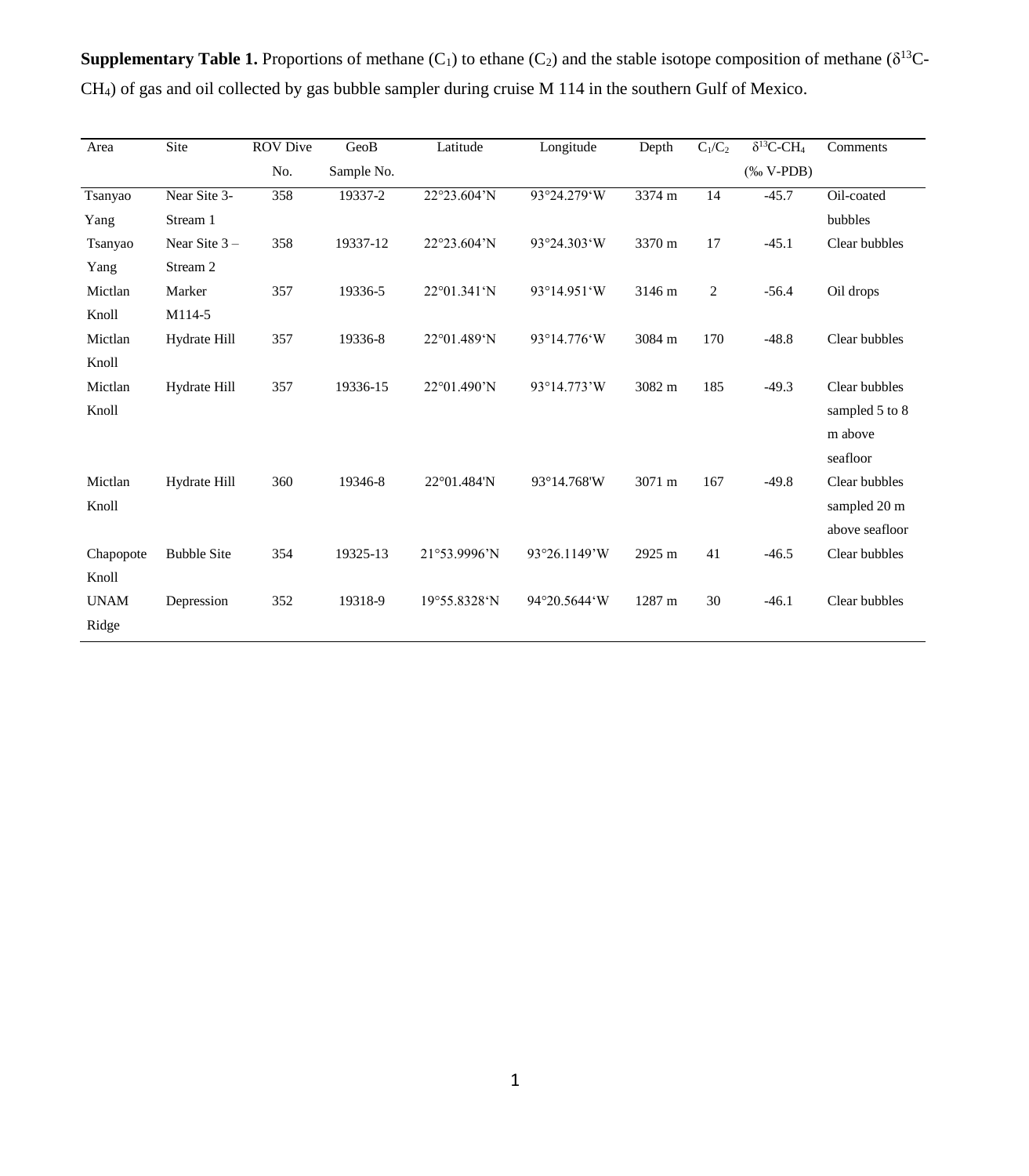**Supplementary Table 1.** Proportions of methane ($C_1$) to ethane ($C_2$) and the stable isotope composition of methane ($\delta^{13}C$-$CH_4$) of gas and oil collected by gas bubble sampler during cruise M 114 in the southern Gulf of Mexico.

| Area | Site | ROV Dive No. | GeoB Sample No. | Latitude | Longitude | Depth | $C_1/C_2$ | $\delta^{13}C$-$CH_4$ (‰ V-PDB) | Comments |
|---|---|---|---|---|---|---|---|---|---|
| Tsanyao Yang | Near Site 3- Stream 1 | 358 | 19337-2 | 22°23.604'N | 93°24.279'W | 3374 m | 14 | -45.7 | Oil-coated bubbles |
| Tsanyao Yang | Near Site 3 – Stream 2 | 358 | 19337-12 | 22°23.604'N | 93°24.303'W | 3370 m | 17 | -45.1 | Clear bubbles |
| Mictlan Knoll | Marker M114-5 | 357 | 19336-5 | 22°01.341'N | 93°14.951'W | 3146 m | 2 | -56.4 | Oil drops |
| Mictlan Knoll | Hydrate Hill | 357 | 19336-8 | 22°01.489'N | 93°14.776'W | 3084 m | 170 | -48.8 | Clear bubbles |
| Mictlan Knoll | Hydrate Hill | 357 | 19336-15 | 22°01.490'N | 93°14.773'W | 3082 m | 185 | -49.3 | Clear bubbles sampled 5 to 8 m above seafloor |
| Mictlan Knoll | Hydrate Hill | 360 | 19346-8 | 22°01.484'N | 93°14.768'W | 3071 m | 167 | -49.8 | Clear bubbles sampled 20 m above seafloor |
| Chapopote Knoll | Bubble Site | 354 | 19325-13 | 21°53.9996'N | 93°26.1149'W | 2925 m | 41 | -46.5 | Clear bubbles |
| UNAM Ridge | Depression | 352 | 19318-9 | 19°55.8328'N | 94°20.5644'W | 1287 m | 30 | -46.1 | Clear bubbles |